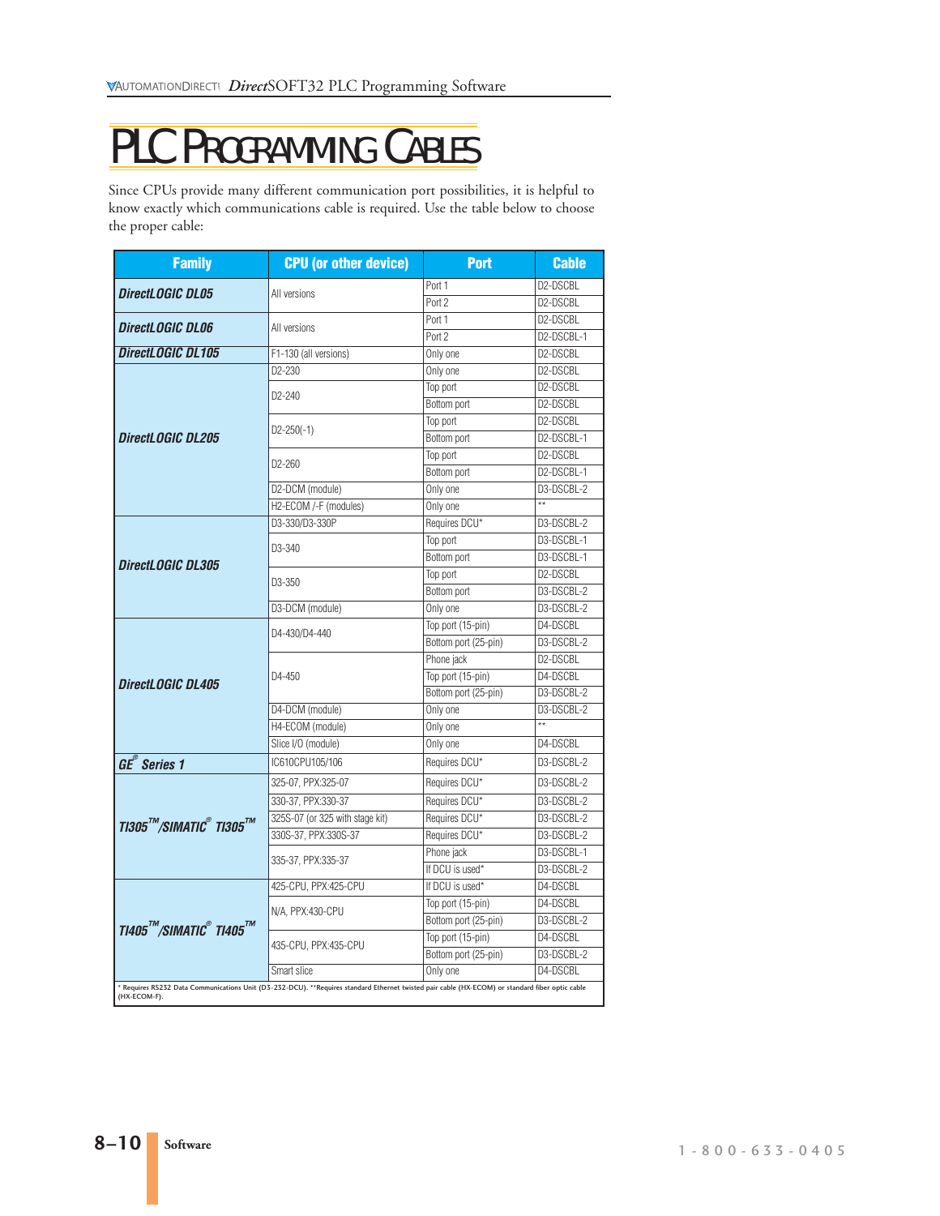# PLC Programming Cables

Since CPUs provide many different communication port possibilities, it is helpful to know exactly which communications cable is required. Use the table below to choose the proper cable:

| Family | CPU (or other device) | Port | Cable |
|---|---|---|---|
| ***DirectLOGIC DL05*** | All versions | Port 1 | D2-DSCBL |
| | | Port 2 | D2-DSCBL |
| ***DirectLOGIC DL06*** | All versions | Port 1 | D2-DSCBL |
| | | Port 2 | D2-DSCBL-1 |
| ***DirectLOGIC DL105*** | F1-130 (all versions) | Only one | D2-DSCBL |
| ***DirectLOGIC DL205*** | D2-230 | Only one | D2-DSCBL |
| | D2-240 | Top port | D2-DSCBL |
| | | Bottom port | D2-DSCBL |
| | D2-250(-1) | Top port | D2-DSCBL |
| | | Bottom port | D2-DSCBL-1 |
| | D2-260 | Top port | D2-DSCBL |
| | | Bottom port | D2-DSCBL-1 |
| | D2-DCM (module) | Only one | D3-DSCBL-2 |
| | H2-ECOM /-F (modules) | Only one | ** |
| ***DirectLOGIC DL305*** | D3-330/D3-330P | Requires DCU* | D3-DSCBL-2 |
| | D3-340 | Top port | D3-DSCBL-1 |
| | | Bottom port | D3-DSCBL-1 |
| | D3-350 | Top port | D2-DSCBL |
| | | Bottom port | D3-DSCBL-2 |
| | D3-DCM (module) | Only one | D3-DSCBL-2 |
| ***DirectLOGIC DL405*** | D4-430/D4-440 | Top port (15-pin) | D4-DSCBL |
| | | Bottom port (25-pin) | D3-DSCBL-2 |
| | D4-450 | Phone jack | D2-DSCBL |
| | | Top port (15-pin) | D4-DSCBL |
| | | Bottom port (25-pin) | D3-DSCBL-2 |
| | D4-DCM (module) | Only one | D3-DSCBL-2 |
| | H4-ECOM (module) | Only one | ** |
| | Slice I/O (module) | Only one | D4-DSCBL |
| ***GE® Series 1*** | IC610CPU105/106 | Requires DCU* | D3-DSCBL-2 |
| ***TI305™/SIMATIC® TI305™*** | 325-07, PPX:325-07 | Requires DCU* | D3-DSCBL-2 |
| | 330-37, PPX:330-37 | Requires DCU* | D3-DSCBL-2 |
| | 325S-07 (or 325 with stage kit) | Requires DCU* | D3-DSCBL-2 |
| | 330S-37, PPX:330S-37 | Requires DCU* | D3-DSCBL-2 |
| | 335-37, PPX:335-37 | Phone jack | D3-DSCBL-1 |
| | | If DCU is used* | D3-DSCBL-2 |
| ***TI405™/SIMATIC® TI405™*** | 425-CPU, PPX:425-CPU | If DCU is used* | D4-DSCBL |
| | N/A, PPX:430-CPU | Top port (15-pin) | D4-DSCBL |
| | | Bottom port (25-pin) | D3-DSCBL-2 |
| | 435-CPU, PPX:435-CPU | Top port (15-pin) | D4-DSCBL |
| | | Bottom port (25-pin) | D3-DSCBL-2 |
| | Smart slice | Only one | D4-DSCBL |

\* Requires RS232 Data Communications Unit (D3-232-DCU). **Requires standard Ethernet twisted pair cable (HX-ECOM) or standard fiber optic cable (HX-ECOM-F).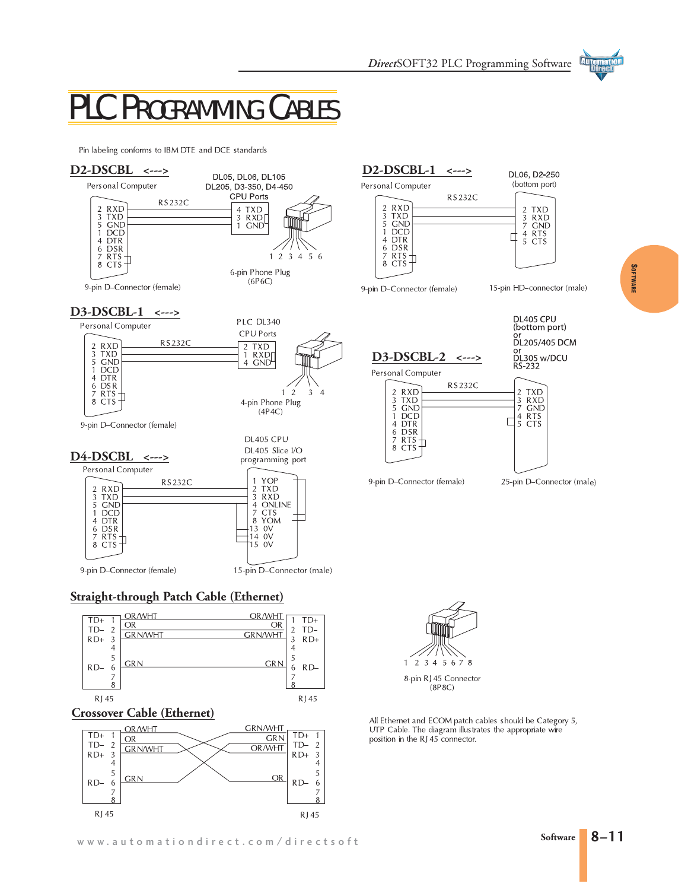# PLC Programming Cables

Pin labeling conforms to IBM DTE and DCE standards

## D2-DSCBL <--->

Personal Computer

RS232C

DL05, DL06, DL105
DL205, D3-350, D4-450
CPU Ports

2 RXD
3 TXD
5 GND
1 DCD
4 DTR
6 DSR
7 RTS
8 CTS

4 TXD
3 RXD
1 GND

1 2 3 4 5 6

6-pin Phone Plug
(6P6C)

9-pin D–Connector (female)

## D2-DSCBL-1 <--->

Personal Computer

RS232C

DL06, D2-250
(bottom port)

2 RXD
3 TXD
5 GND
1 DCD
4 DTR
6 DSR
7 RTS
8 CTS

2 TXD
3 RXD
7 GND
4 RTS
5 CTS

9-pin D–Connector (female)

15-pin HD–connector (male)

## D3-DSCBL-1 <--->

Personal Computer

RS232C

PLC DL340
CPU Ports

2 RXD
3 TXD
5 GND
1 DCD
4 DTR
6 DSR
7 RTS
8 CTS

2 TXD
1 RXD
4 GND

1 2 3 4

4-pin Phone Plug
(4P4C)

9-pin D–Connector (female)

## D3-DSCBL-2 <--->

Personal Computer

RS232C

DL405 CPU
(bottom port)
or
DL205/405 DCM
or
DL305 w/DCU
RS-232

2 RXD
3 TXD
5 GND
1 DCD
4 DTR
6 DSR
7 RTS
8 CTS

2 TXD
3 RXD
7 GND
4 RTS
5 CTS

9-pin D–Connector (female)

25-pin D–Connector (male)

## D4-DSCBL <--->

Personal Computer

RS232C

DL405 CPU
DL405 Slice I/O
programming port

2 RXD
3 TXD
5 GND
1 DCD
4 DTR
6 DSR
7 RTS
8 CTS

1 YOP
2 TXD
3 RXD
4 ONLINE
7 CTS
8 YOM
13 0V
14 0V
15 0V

9-pin D–Connector (female)

15-pin D–Connector (male)

## Straight-through Patch Cable (Ethernet)

TD+ 1 — OR/WHT — OR/WHT — 1 TD+
TD– 2 — OR — OR — 2 TD–
RD+ 3 — GRN/WHT — GRN/WHT — 3 RD+
4 — 4
5 — 5
RD– 6 — GRN — GRN — 6 RD–
7 — 7
8 — 8

RJ45 RJ45

## Crossover Cable (Ethernet)

TD+ 1 — OR/WHT — GRN/WHT — 1 TD+
TD– 2 — OR — GRN — 2 TD–
RD+ 3 — GRN/WHT — OR/WHT — 3 RD+
4 — 4
5 — 5
RD– 6 — GRN — OR — 6 RD–
7 — 7
8 — 8

RJ45 RJ45

1 2 3 4 5 6 7 8

8-pin RJ45 Connector
(8P8C)

All Ethernet and ECOM patch cables should be Category 5, UTP Cable. The diagram illustrates the appropriate wire position in the RJ45 connector.